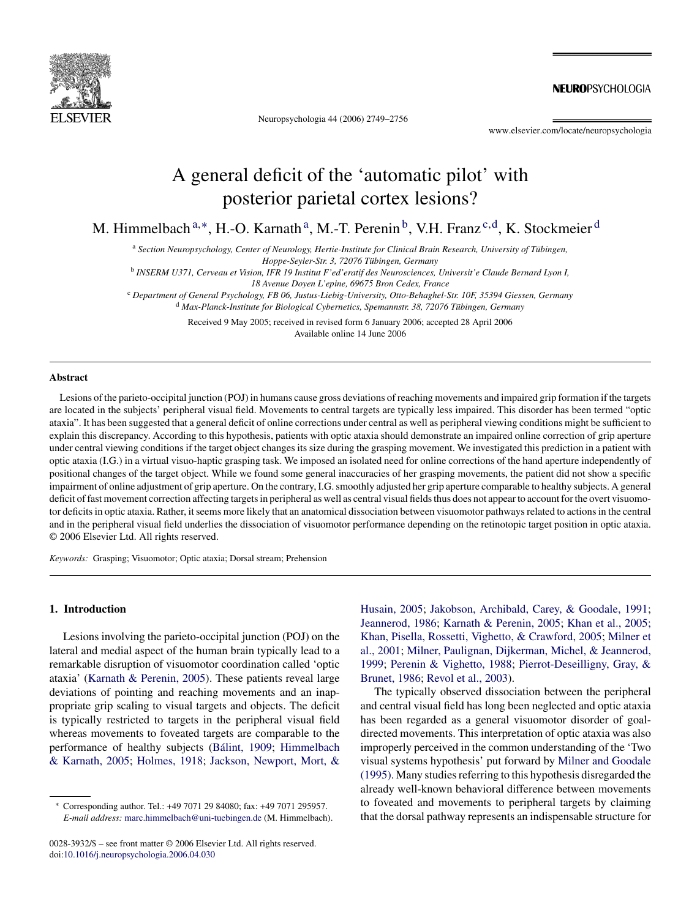# A general deficit of the 'automatic pilot' with posterior parietal cortex lesions?

M. Himmelbach[a,*], H.-O. Karnath[a], M.-T. Perenin[b], V.H. Franz[c,d], K. Stockmeier[d]

[a] *Section Neuropsychology, Center of Neurology, Hertie-Institute for Clinical Brain Research, University of Tübingen, Hoppe-Seyler-Str. 3, 72076 Tübingen, Germany*

[b] *INSERM U371, Cerveau et Vision, IFR 19 Institut F'ed'eratif des Neurosciences, Universit'e Claude Bernard Lyon I, 18 Avenue Doyen L'epine, 69675 Bron Cedex, France*

[c] *Department of General Psychology, FB 06, Justus-Liebig-University, Otto-Behaghel-Str. 10F, 35394 Giessen, Germany*

[d] *Max-Planck-Institute for Biological Cybernetics, Spemannstr. 38, 72076 Tübingen, Germany*

Received 9 May 2005; received in revised form 6 January 2006; accepted 28 April 2006

Available online 14 June 2006

## Abstract

Lesions of the parieto-occipital junction (POJ) in humans cause gross deviations of reaching movements and impaired grip formation if the targets are located in the subjects' peripheral visual field. Movements to central targets are typically less impaired. This disorder has been termed "optic ataxia". It has been suggested that a general deficit of online corrections under central as well as peripheral viewing conditions might be sufficient to explain this discrepancy. According to this hypothesis, patients with optic ataxia should demonstrate an impaired online correction of grip aperture under central viewing conditions if the target object changes its size during the grasping movement. We investigated this prediction in a patient with optic ataxia (I.G.) in a virtual visuo-haptic grasping task. We imposed an isolated need for online corrections of the hand aperture independently of positional changes of the target object. While we found some general inaccuracies of her grasping movements, the patient did not show a specific impairment of online adjustment of grip aperture. On the contrary, I.G. smoothly adjusted her grip aperture comparable to healthy subjects. A general deficit of fast movement correction affecting targets in peripheral as well as central visual fields thus does not appear to account for the overt visuomotor deficits in optic ataxia. Rather, it seems more likely that an anatomical dissociation between visuomotor pathways related to actions in the central and in the peripheral visual field underlies the dissociation of visuomotor performance depending on the retinotopic target position in optic ataxia.

© 2006 Elsevier Ltd. All rights reserved.

*Keywords:* Grasping; Visuomotor; Optic ataxia; Dorsal stream; Prehension

## 1. Introduction

Lesions involving the parieto-occipital junction (POJ) on the lateral and medial aspect of the human brain typically lead to a remarkable disruption of visuomotor coordination called 'optic ataxia' (Karnath & Perenin, 2005). These patients reveal large deviations of pointing and reaching movements and an inappropriate grip scaling to visual targets and objects. The deficit is typically restricted to targets in the peripheral visual field whereas movements to foveated targets are comparable to the performance of healthy subjects (Bálint, 1909; Himmelbach & Karnath, 2005; Holmes, 1918; Jackson, Newport, Mort, & Husain, 2005; Jakobson, Archibald, Carey, & Goodale, 1991; Jeannerod, 1986; Karnath & Perenin, 2005; Khan et al., 2005; Khan, Pisella, Rossetti, Vighetto, & Crawford, 2005; Milner et al., 2001; Milner, Paulignan, Dijkerman, Michel, & Jeannerod, 1999; Perenin & Vighetto, 1988; Pierrot-Deseilligny, Gray, & Brunet, 1986; Revol et al., 2003).

The typically observed dissociation between the peripheral and central visual field has long been neglected and optic ataxia has been regarded as a general visuomotor disorder of goal-directed movements. This interpretation of optic ataxia was also improperly perceived in the common understanding of the 'Two visual systems hypothesis' put forward by Milner and Goodale (1995). Many studies referring to this hypothesis disregarded the already well-known behavioral difference between movements to foveated and movements to peripheral targets by claiming that the dorsal pathway represents an indispensable structure for

---

* Corresponding author. Tel.: +49 7071 29 84080; fax: +49 7071 295957. *E-mail address:* marc.himmelbach@uni-tuebingen.de (M. Himmelbach).

0028-3932/$ – see front matter © 2006 Elsevier Ltd. All rights reserved.
doi:10.1016/j.neuropsychologia.2006.04.030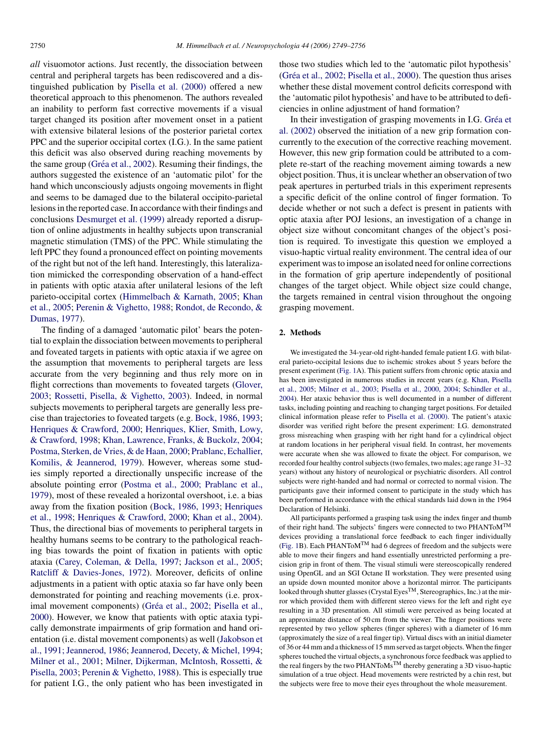*all* visuomotor actions. Just recently, the dissociation between central and peripheral targets has been rediscovered and a distinguished publication by Pisella et al. (2000) offered a new theoretical approach to this phenomenon. The authors revealed an inability to perform fast corrective movements if a visual target changed its position after movement onset in a patient with extensive bilateral lesions of the posterior parietal cortex PPC and the superior occipital cortex (I.G.). In the same patient this deficit was also observed during reaching movements by the same group (Gréa et al., 2002). Resuming their findings, the authors suggested the existence of an 'automatic pilot' for the hand which unconsciously adjusts ongoing movements in flight and seems to be damaged due to the bilateral occipito-parietal lesions in the reported case. In accordance with their findings and conclusions Desmurget et al. (1999) already reported a disruption of online adjustments in healthy subjects upon transcranial magnetic stimulation (TMS) of the PPC. While stimulating the left PPC they found a pronounced effect on pointing movements of the right but not of the left hand. Interestingly, this lateralization mimicked the corresponding observation of a hand-effect in patients with optic ataxia after unilateral lesions of the left parieto-occipital cortex (Himmelbach & Karnath, 2005; Khan et al., 2005; Perenin & Vighetto, 1988; Rondot, de Recondo, & Dumas, 1977).

The finding of a damaged 'automatic pilot' bears the potential to explain the dissociation between movements to peripheral and foveated targets in patients with optic ataxia if we agree on the assumption that movements to peripheral targets are less accurate from the very beginning and thus rely more on in flight corrections than movements to foveated targets (Glover, 2003; Rossetti, Pisella, & Vighetto, 2003). Indeed, in normal subjects movements to peripheral targets are generally less precise than trajectories to foveated targets (e.g. Bock, 1986, 1993; Henriques & Crawford, 2000; Henriques, Klier, Smith, Lowy, & Crawford, 1998; Khan, Lawrence, Franks, & Buckolz, 2004; Postma, Sterken, de Vries, & de Haan, 2000; Prablanc, Echallier, Komilis, & Jeannerod, 1979). However, whereas some studies simply reported a directionally unspecific increase of the absolute pointing error (Postma et al., 2000; Prablanc et al., 1979), most of these revealed a horizontal overshoot, i.e. a bias away from the fixation position (Bock, 1986, 1993; Henriques et al., 1998; Henriques & Crawford, 2000; Khan et al., 2004). Thus, the directional bias of movements to peripheral targets in healthy humans seems to be contrary to the pathological reaching bias towards the point of fixation in patients with optic ataxia (Carey, Coleman, & Della, 1997; Jackson et al., 2005; Ratcliff & Davies-Jones, 1972). Moreover, deficits of online adjustments in a patient with optic ataxia so far have only been demonstrated for pointing and reaching movements (i.e. proximal movement components) (Gréa et al., 2002; Pisella et al., 2000). However, we know that patients with optic ataxia typically demonstrate impairments of grip formation and hand orientation (i.e. distal movement components) as well (Jakobson et al., 1991; Jeannerod, 1986; Jeannerod, Decety, & Michel, 1994; Milner et al., 2001; Milner, Dijkerman, McIntosh, Rossetti, & Pisella, 2003; Perenin & Vighetto, 1988). This is especially true for patient I.G., the only patient who has been investigated in those two studies which led to the 'automatic pilot hypothesis' (Gréa et al., 2002; Pisella et al., 2000). The question thus arises whether these distal movement control deficits correspond with the 'automatic pilot hypothesis' and have to be attributed to deficiencies in online adjustment of hand formation?

In their investigation of grasping movements in I.G. Gréa et al. (2002) observed the initiation of a new grip formation concurrently to the execution of the corrective reaching movement. However, this new grip formation could be attributed to a complete re-start of the reaching movement aiming towards a new object position. Thus, it is unclear whether an observation of two peak apertures in perturbed trials in this experiment represents a specific deficit of the online control of finger formation. To decide whether or not such a defect is present in patients with optic ataxia after POJ lesions, an investigation of a change in object size without concomitant changes of the object's position is required. To investigate this question we employed a visuo-haptic virtual reality environment. The central idea of our experiment was to impose an isolated need for online corrections in the formation of grip aperture independently of positional changes of the target object. While object size could change, the targets remained in central vision throughout the ongoing grasping movement.

## 2. Methods

We investigated the 34-year-old right-handed female patient I.G. with bilateral parieto-occipital lesions due to ischemic strokes about 5 years before the present experiment (Fig. 1A). This patient suffers from chronic optic ataxia and has been investigated in numerous studies in recent years (e.g. Khan, Pisella et al., 2005; Milner et al., 2003; Pisella et al., 2000, 2004; Schindler et al., 2004). Her ataxic behavior thus is well documented in a number of different tasks, including pointing and reaching to changing target positions. For detailed clinical information please refer to Pisella et al. (2000). The patient's ataxic disorder was verified right before the present experiment: I.G. demonstrated gross misreaching when grasping with her right hand for a cylindrical object at random locations in her peripheral visual field. In contrast, her movements were accurate when she was allowed to fixate the object. For comparison, we recorded four healthy control subjects (two females, two males; age range 31–32 years) without any history of neurological or psychiatric disorders. All control subjects were right-handed and had normal or corrected to normal vision. The participants gave their informed consent to participate in the study which has been performed in accordance with the ethical standards laid down in the 1964 Declaration of Helsinki.

All participants performed a grasping task using the index finger and thumb of their right hand. The subjects' fingers were connected to two PHANToM™ devices providing a translational force feedback to each finger individually (Fig. 1B). Each PHANToM™ had 6 degrees of freedom and the subjects were able to move their fingers and hand essentially unrestricted performing a precision grip in front of them. The visual stimuli were stereoscopically rendered using OpenGL and an SGI Octane II workstation. They were presented using an upside down mounted monitor above a horizontal mirror. The participants looked through shutter glasses (Crystal Eyes™, Stereographics, Inc.) at the mirror which provided them with different stereo views for the left and right eye resulting in a 3D presentation. All stimuli were perceived as being located at an approximate distance of 50 cm from the viewer. The finger positions were represented by two yellow spheres (finger spheres) with a diameter of 16 mm (approximately the size of a real finger tip). Virtual discs with an initial diameter of 36 or 44 mm and a thickness of 15 mm served as target objects. When the finger spheres touched the virtual objects, a synchronous force feedback was applied to the real fingers by the two PHANToMs™ thereby generating a 3D visuo-haptic simulation of a true object. Head movements were restricted by a chin rest, but the subjects were free to move their eyes throughout the whole measurement.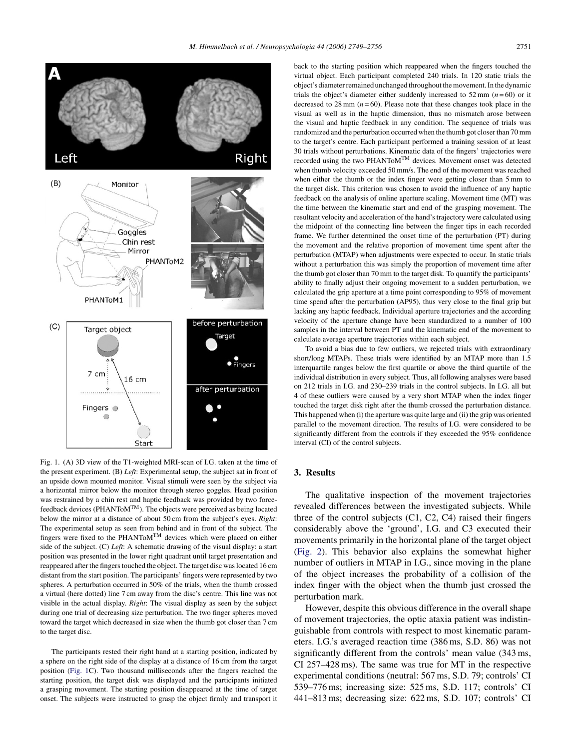A

Left Right

(B)

Monitor

Goggles

Chin rest

Mirror

PHANToM2

PHANToM1

(C)

Target object

7 cm

16 cm

Fingers

Start

before perturbation

Target

Fingers

after perturbation

Fig. 1. (A) 3D view of the T1-weighted MRI-scan of I.G. taken at the time of the present experiment. (B) *Left*: Experimental setup, the subject sat in front of an upside down mounted monitor. Visual stimuli were seen by the subject via a horizontal mirror below the monitor through stereo goggles. Head position was restrained by a chin rest and haptic feedback was provided by two force-feedback devices (PHANToM™). The objects were perceived as being located below the mirror at a distance of about 50 cm from the subject's eyes. *Right*: The experimental setup as seen from behind and in front of the subject. The fingers were fixed to the PHANToM™ devices which were placed on either side of the subject. (C) *Left*: A schematic drawing of the visual display: a start position was presented in the lower right quadrant until target presentation and reappeared after the fingers touched the object. The target disc was located 16 cm distant from the start position. The participants' fingers were represented by two spheres. A perturbation occurred in 50% of the trials, when the thumb crossed a virtual (here dotted) line 7 cm away from the disc's centre. This line was not visible in the actual display. *Right*: The visual display as seen by the subject during one trial of decreasing size perturbation. The two finger spheres moved toward the target which decreased in size when the thumb got closer than 7 cm to the target disc.

The participants rested their right hand at a starting position, indicated by a sphere on the right side of the display at a distance of 16 cm from the target position (Fig. 1C). Two thousand milliseconds after the fingers reached the starting position, the target disk was displayed and the participants initiated a grasping movement. The starting position disappeared at the time of target onset. The subjects were instructed to grasp the object firmly and transport it back to the starting position which reappeared when the fingers touched the virtual object. Each participant completed 240 trials. In 120 static trials the object's diameter remained unchanged throughout the movement. In the dynamic trials the object's diameter either suddenly increased to 52 mm ($n = 60$) or it decreased to 28 mm ($n = 60$). Please note that these changes took place in the visual as well as in the haptic dimension, thus no mismatch arose between the visual and haptic feedback in any condition. The sequence of trials was randomized and the perturbation occurred when the thumb got closer than 70 mm to the target's centre. Each participant performed a training session of at least 30 trials without perturbations. Kinematic data of the fingers' trajectories were recorded using the two PHANToM™ devices. Movement onset was detected when thumb velocity exceeded 50 mm/s. The end of the movement was reached when either the thumb or the index finger were getting closer than 5 mm to the target disk. This criterion was chosen to avoid the influence of any haptic feedback on the analysis of online aperture scaling. Movement time (MT) was the time between the kinematic start and end of the grasping movement. The resultant velocity and acceleration of the hand's trajectory were calculated using the midpoint of the connecting line between the finger tips in each recorded frame. We further determined the onset time of the perturbation (PT) during the movement and the relative proportion of movement time spent after the perturbation (MTAP) when adjustments were expected to occur. In static trials without a perturbation this was simply the proportion of movement time after the thumb got closer than 70 mm to the target disk. To quantify the participants' ability to finally adjust their ongoing movement to a sudden perturbation, we calculated the grip aperture at a time point corresponding to 95% of movement time spend after the perturbation (AP95), thus very close to the final grip but lacking any haptic feedback. Individual aperture trajectories and the according velocity of the aperture change have been standardized to a number of 100 samples in the interval between PT and the kinematic end of the movement to calculate average aperture trajectories within each subject.

To avoid a bias due to few outliers, we rejected trials with extraordinary short/long MTAPs. These trials were identified by an MTAP more than 1.5 interquartile ranges below the first quartile or above the third quartile of the individual distribution in every subject. Thus, all following analyses were based on 212 trials in I.G. and 230–239 trials in the control subjects. In I.G. all but 4 of these outliers were caused by a very short MTAP when the index finger touched the target disk right after the thumb crossed the perturbation distance. This happened when (i) the aperture was quite large and (ii) the grip was oriented parallel to the movement direction. The results of I.G. were considered to be significantly different from the controls if they exceeded the 95% confidence interval (CI) of the control subjects.

## 3. Results

The qualitative inspection of the movement trajectories revealed differences between the investigated subjects. While three of the control subjects (C1, C2, C4) raised their fingers considerably above the 'ground', I.G. and C3 executed their movements primarily in the horizontal plane of the target object (Fig. 2). This behavior also explains the somewhat higher number of outliers in MTAP in I.G., since moving in the plane of the object increases the probability of a collision of the index finger with the object when the thumb just crossed the perturbation mark.

However, despite this obvious difference in the overall shape of movement trajectories, the optic ataxia patient was indistinguishable from controls with respect to most kinematic parameters. I.G.'s averaged reaction time (386 ms, S.D. 86) was not significantly different from the controls' mean value (343 ms, CI 257–428 ms). The same was true for MT in the respective experimental conditions (neutral: 567 ms, S.D. 79; controls' CI 539–776 ms; increasing size: 525 ms, S.D. 117; controls' CI 441–813 ms; decreasing size: 622 ms, S.D. 107; controls' CI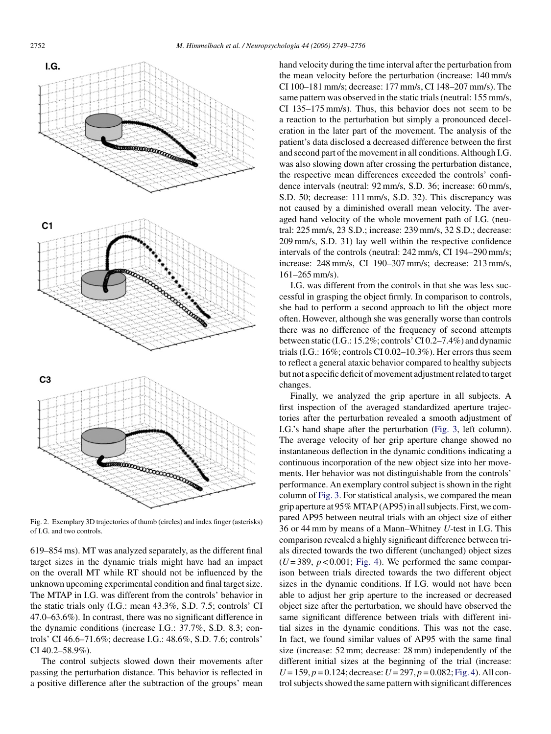I.G.

C1

C3

Fig. 2. Exemplary 3D trajectories of thumb (circles) and index finger (asterisks) of I.G. and two controls.

619–854 ms). MT was analyzed separately, as the different final target sizes in the dynamic trials might have had an impact on the overall MT while RT should not be influenced by the unknown upcoming experimental condition and final target size. The MTAP in I.G. was different from the controls' behavior in the static trials only (I.G.: mean 43.3%, S.D. 7.5; controls' CI 47.0–63.6%). In contrast, there was no significant difference in the dynamic conditions (increase I.G.: 37.7%, S.D. 8.3; controls' CI 46.6–71.6%; decrease I.G.: 48.6%, S.D. 7.6; controls' CI 40.2–58.9%).

The control subjects slowed down their movements after passing the perturbation distance. This behavior is reflected in a positive difference after the subtraction of the groups' mean hand velocity during the time interval after the perturbation from the mean velocity before the perturbation (increase: 140 mm/s CI 100–181 mm/s; decrease: 177 mm/s, CI 148–207 mm/s). The same pattern was observed in the static trials (neutral: 155 mm/s, CI 135–175 mm/s). Thus, this behavior does not seem to be a reaction to the perturbation but simply a pronounced deceleration in the later part of the movement. The analysis of the patient's data disclosed a decreased difference between the first and second part of the movement in all conditions. Although I.G. was also slowing down after crossing the perturbation distance, the respective mean differences exceeded the controls' confidence intervals (neutral: 92 mm/s, S.D. 36; increase: 60 mm/s, S.D. 50; decrease: 111 mm/s, S.D. 32). This discrepancy was not caused by a diminished overall mean velocity. The averaged hand velocity of the whole movement path of I.G. (neutral: 225 mm/s, 23 S.D.; increase: 239 mm/s, 32 S.D.; decrease: 209 mm/s, S.D. 31) lay well within the respective confidence intervals of the controls (neutral: 242 mm/s, CI 194–290 mm/s; increase: 248 mm/s, CI 190–307 mm/s; decrease: 213 mm/s, 161–265 mm/s).

I.G. was different from the controls in that she was less successful in grasping the object firmly. In comparison to controls, she had to perform a second approach to lift the object more often. However, although she was generally worse than controls there was no difference of the frequency of second attempts between static (I.G.: 15.2%; controls' CI 0.2–7.4%) and dynamic trials (I.G.: 16%; controls CI 0.02–10.3%). Her errors thus seem to reflect a general ataxic behavior compared to healthy subjects but not a specific deficit of movement adjustment related to target changes.

Finally, we analyzed the grip aperture in all subjects. A first inspection of the averaged standardized aperture trajectories after the perturbation revealed a smooth adjustment of I.G.'s hand shape after the perturbation (Fig. 3, left column). The average velocity of her grip aperture change showed no instantaneous deflection in the dynamic conditions indicating a continuous incorporation of the new object size into her movements. Her behavior was not distinguishable from the controls' performance. An exemplary control subject is shown in the right column of Fig. 3. For statistical analysis, we compared the mean grip aperture at 95% MTAP (AP95) in all subjects. First, we compared AP95 between neutral trials with an object size of either 36 or 44 mm by means of a Mann–Whitney $U$-test in I.G. This comparison revealed a highly significant difference between trials directed towards the two different (unchanged) object sizes ($U = 389$, $p < 0.001$; Fig. 4). We performed the same comparison between trials directed towards the two different object sizes in the dynamic conditions. If I.G. would not have been able to adjust her grip aperture to the increased or decreased object size after the perturbation, we should have observed the same significant difference between trials with different initial sizes in the dynamic conditions. This was not the case. In fact, we found similar values of AP95 with the same final size (increase: 52 mm; decrease: 28 mm) independently of the different initial sizes at the beginning of the trial (increase: $U = 159$, $p = 0.124$; decrease: $U = 297$, $p = 0.082$; Fig. 4). All control subjects showed the same pattern with significant differences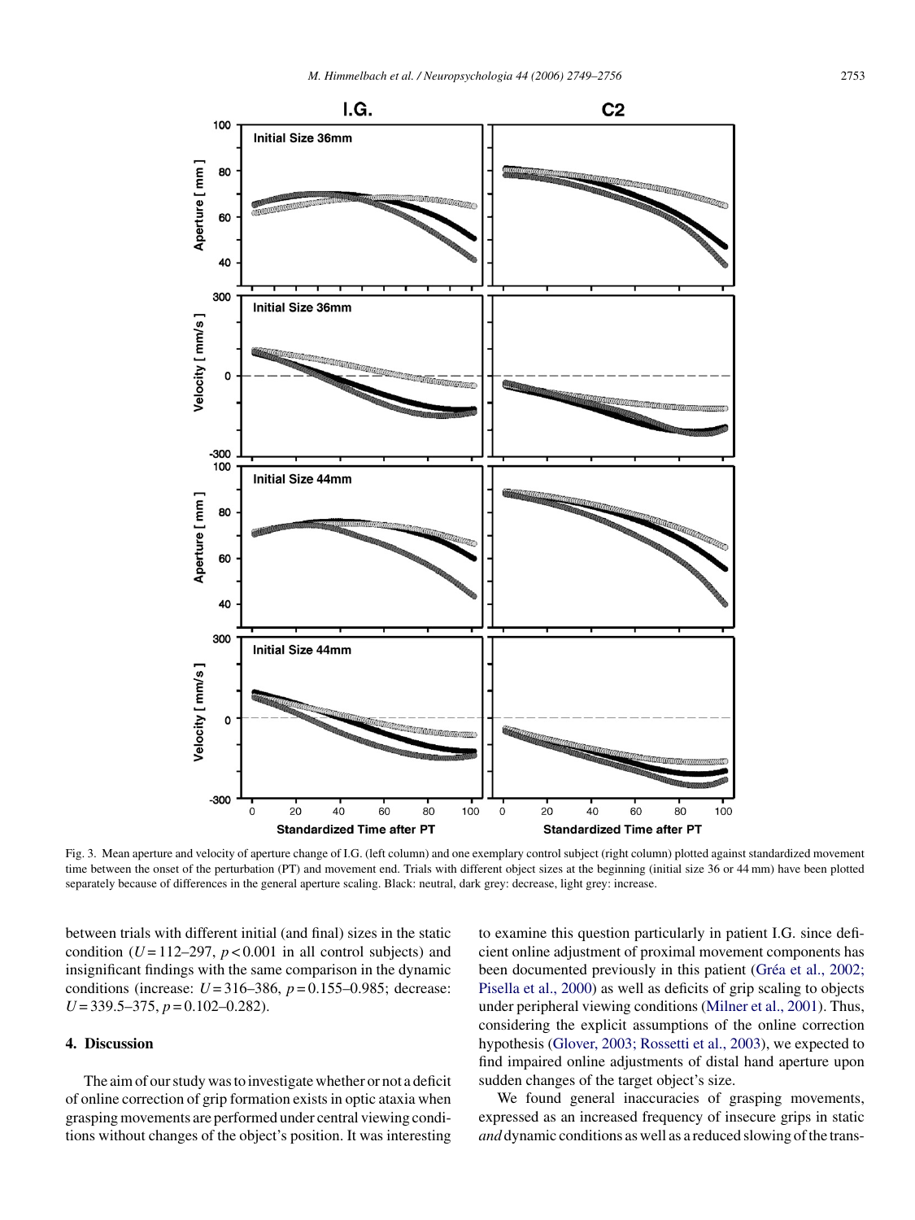I.G.

C2

Initial Size 36mm

Aperture [ mm ]

100

80

60

40

Initial Size 36mm

Velocity [ mm/s ]

300

0

-300

Initial Size 44mm

Aperture [ mm ]

100

80

60

40

Initial Size 44mm

Velocity [ mm/s ]

300

0

-300

0 20 40 60 80 100

Standardized Time after PT

0 20 40 60 80 100

Standardized Time after PT

Fig. 3. Mean aperture and velocity of aperture change of I.G. (left column) and one exemplary control subject (right column) plotted against standardized movement time between the onset of the perturbation (PT) and movement end. Trials with different object sizes at the beginning (initial size 36 or 44 mm) have been plotted separately because of differences in the general aperture scaling. Black: neutral, dark grey: decrease, light grey: increase.

between trials with different initial (and final) sizes in the static condition ($U = 112$–$297$, $p < 0.001$ in all control subjects) and insignificant findings with the same comparison in the dynamic conditions (increase: $U = 316$–$386$, $p = 0.155$–$0.985$; decrease: $U = 339.5$–$375$, $p = 0.102$–$0.282$).

## 4. Discussion

The aim of our study was to investigate whether or not a deficit of online correction of grip formation exists in optic ataxia when grasping movements are performed under central viewing conditions without changes of the object's position. It was interesting to examine this question particularly in patient I.G. since deficient online adjustment of proximal movement components has been documented previously in this patient (Gréa et al., 2002; Pisella et al., 2000) as well as deficits of grip scaling to objects under peripheral viewing conditions (Milner et al., 2001). Thus, considering the explicit assumptions of the online correction hypothesis (Glover, 2003; Rossetti et al., 2003), we expected to find impaired online adjustments of distal hand aperture upon sudden changes of the target object's size.

We found general inaccuracies of grasping movements, expressed as an increased frequency of insecure grips in static *and* dynamic conditions as well as a reduced slowing of the trans-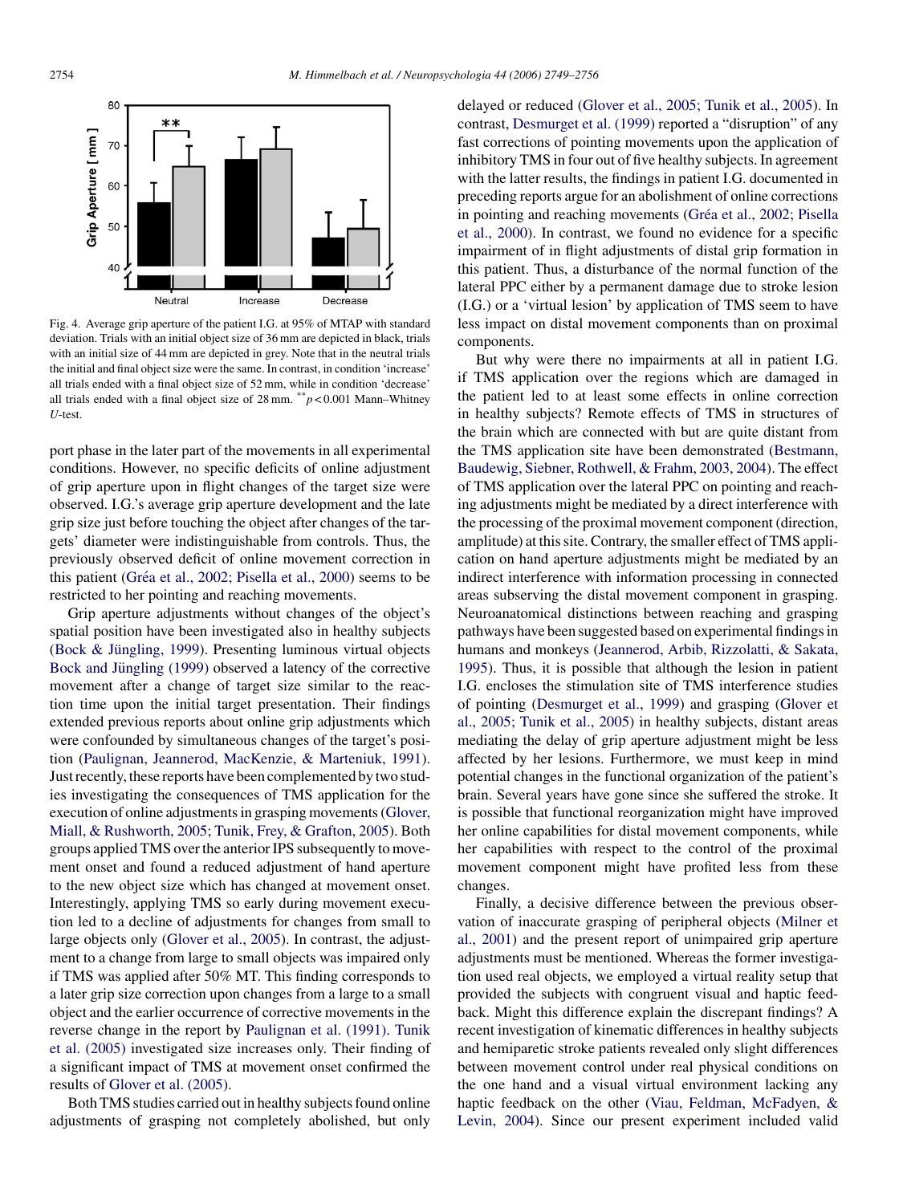80
70
60
50
40
Grip Aperture [ mm ]
**
Neutral
Increase
Decrease

Fig. 4. Average grip aperture of the patient I.G. at 95% of MTAP with standard deviation. Trials with an initial object size of 36 mm are depicted in black, trials with an initial size of 44 mm are depicted in grey. Note that in the neutral trials the initial and final object size were the same. In contrast, in condition 'increase' all trials ended with a final object size of 52 mm, while in condition 'decrease' all trials ended with a final object size of 28 mm. $^{**}p < 0.001$ Mann–Whitney *U*-test.

port phase in the later part of the movements in all experimental conditions. However, no specific deficits of online adjustment of grip aperture upon in flight changes of the target size were observed. I.G.'s average grip aperture development and the late grip size just before touching the object after changes of the targets' diameter were indistinguishable from controls. Thus, the previously observed deficit of online movement correction in this patient (Gréa et al., 2002; Pisella et al., 2000) seems to be restricted to her pointing and reaching movements.

Grip aperture adjustments without changes of the object's spatial position have been investigated also in healthy subjects (Bock & Jüngling, 1999). Presenting luminous virtual objects Bock and Jüngling (1999) observed a latency of the corrective movement after a change of target size similar to the reaction time upon the initial target presentation. Their findings extended previous reports about online grip adjustments which were confounded by simultaneous changes of the target's position (Paulignan, Jeannerod, MacKenzie, & Marteniuk, 1991). Just recently, these reports have been complemented by two studies investigating the consequences of TMS application for the execution of online adjustments in grasping movements (Glover, Miall, & Rushworth, 2005; Tunik, Frey, & Grafton, 2005). Both groups applied TMS over the anterior IPS subsequently to movement onset and found a reduced adjustment of hand aperture to the new object size which has changed at movement onset. Interestingly, applying TMS so early during movement execution led to a decline of adjustments for changes from small to large objects only (Glover et al., 2005). In contrast, the adjustment to a change from large to small objects was impaired only if TMS was applied after 50% MT. This finding corresponds to a later grip size correction upon changes from a large to a small object and the earlier occurrence of corrective movements in the reverse change in the report by Paulignan et al. (1991). Tunik et al. (2005) investigated size increases only. Their finding of a significant impact of TMS at movement onset confirmed the results of Glover et al. (2005).

Both TMS studies carried out in healthy subjects found online adjustments of grasping not completely abolished, but only delayed or reduced (Glover et al., 2005; Tunik et al., 2005). In contrast, Desmurget et al. (1999) reported a "disruption" of any fast corrections of pointing movements upon the application of inhibitory TMS in four out of five healthy subjects. In agreement with the latter results, the findings in patient I.G. documented in preceding reports argue for an abolishment of online corrections in pointing and reaching movements (Gréa et al., 2002; Pisella et al., 2000). In contrast, we found no evidence for a specific impairment of in flight adjustments of distal grip formation in this patient. Thus, a disturbance of the normal function of the lateral PPC either by a permanent damage due to stroke lesion (I.G.) or a 'virtual lesion' by application of TMS seem to have less impact on distal movement components than on proximal components.

But why were there no impairments at all in patient I.G. if TMS application over the regions which are damaged in the patient led to at least some effects in online correction in healthy subjects? Remote effects of TMS in structures of the brain which are connected with but are quite distant from the TMS application site have been demonstrated (Bestmann, Baudewig, Siebner, Rothwell, & Frahm, 2003, 2004). The effect of TMS application over the lateral PPC on pointing and reaching adjustments might be mediated by a direct interference with the processing of the proximal movement component (direction, amplitude) at this site. Contrary, the smaller effect of TMS application on hand aperture adjustments might be mediated by an indirect interference with information processing in connected areas subserving the distal movement component in grasping. Neuroanatomical distinctions between reaching and grasping pathways have been suggested based on experimental findings in humans and monkeys (Jeannerod, Arbib, Rizzolatti, & Sakata, 1995). Thus, it is possible that although the lesion in patient I.G. encloses the stimulation site of TMS interference studies of pointing (Desmurget et al., 1999) and grasping (Glover et al., 2005; Tunik et al., 2005) in healthy subjects, distant areas mediating the delay of grip aperture adjustment might be less affected by her lesions. Furthermore, we must keep in mind potential changes in the functional organization of the patient's brain. Several years have gone since she suffered the stroke. It is possible that functional reorganization might have improved her online capabilities for distal movement components, while her capabilities with respect to the control of the proximal movement component might have profited less from these changes.

Finally, a decisive difference between the previous observation of inaccurate grasping of peripheral objects (Milner et al., 2001) and the present report of unimpaired grip aperture adjustments must be mentioned. Whereas the former investigation used real objects, we employed a virtual reality setup that provided the subjects with congruent visual and haptic feedback. Might this difference explain the discrepant findings? A recent investigation of kinematic differences in healthy subjects and hemiparetic stroke patients revealed only slight differences between movement control under real physical conditions on the one hand and a visual virtual environment lacking any haptic feedback on the other (Viau, Feldman, McFadyen, & Levin, 2004). Since our present experiment included valid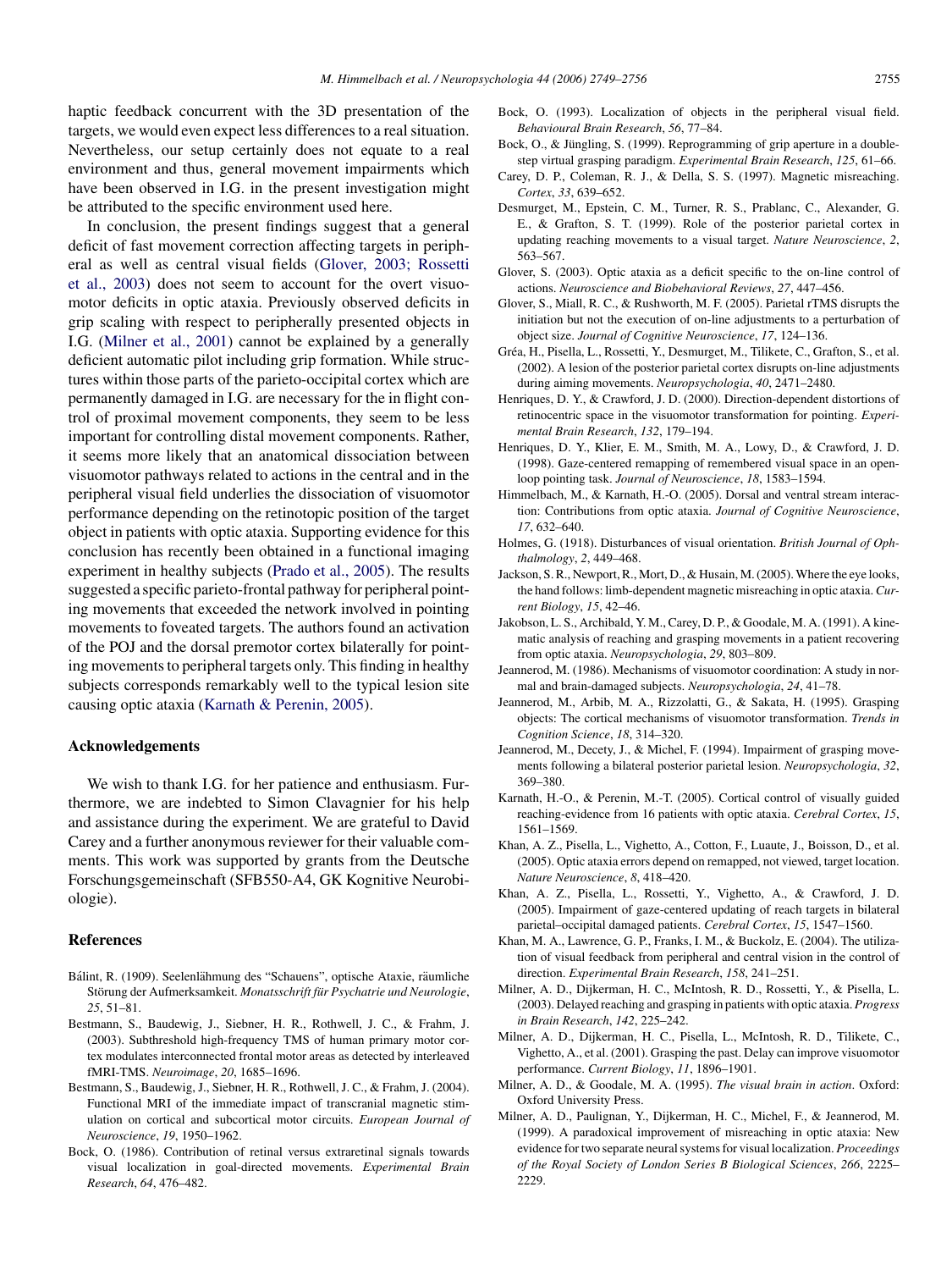haptic feedback concurrent with the 3D presentation of the targets, we would even expect less differences to a real situation. Nevertheless, our setup certainly does not equate to a real environment and thus, general movement impairments which have been observed in I.G. in the present investigation might be attributed to the specific environment used here.

In conclusion, the present findings suggest that a general deficit of fast movement correction affecting targets in peripheral as well as central visual fields (Glover, 2003; Rossetti et al., 2003) does not seem to account for the overt visuomotor deficits in optic ataxia. Previously observed deficits in grip scaling with respect to peripherally presented objects in I.G. (Milner et al., 2001) cannot be explained by a generally deficient automatic pilot including grip formation. While structures within those parts of the parieto-occipital cortex which are permanently damaged in I.G. are necessary for the in flight control of proximal movement components, they seem to be less important for controlling distal movement components. Rather, it seems more likely that an anatomical dissociation between visuomotor pathways related to actions in the central and in the peripheral visual field underlies the dissociation of visuomotor performance depending on the retinotopic position of the target object in patients with optic ataxia. Supporting evidence for this conclusion has recently been obtained in a functional imaging experiment in healthy subjects (Prado et al., 2005). The results suggested a specific parieto-frontal pathway for peripheral pointing movements that exceeded the network involved in pointing movements to foveated targets. The authors found an activation of the POJ and the dorsal premotor cortex bilaterally for pointing movements to peripheral targets only. This finding in healthy subjects corresponds remarkably well to the typical lesion site causing optic ataxia (Karnath & Perenin, 2005).

## Acknowledgements

We wish to thank I.G. for her patience and enthusiasm. Furthermore, we are indebted to Simon Clavagnier for his help and assistance during the experiment. We are grateful to David Carey and a further anonymous reviewer for their valuable comments. This work was supported by grants from the Deutsche Forschungsgemeinschaft (SFB550-A4, GK Kognitive Neurobiologie).

## References

Bálint, R. (1909). Seelenlähmung des "Schauens", optische Ataxie, räumliche Störung der Aufmerksamkeit. *Monatsschrift für Psychatrie und Neurologie*, *25*, 51–81.

Bestmann, S., Baudewig, J., Siebner, H. R., Rothwell, J. C., & Frahm, J. (2003). Subthreshold high-frequency TMS of human primary motor cortex modulates interconnected frontal motor areas as detected by interleaved fMRI-TMS. *Neuroimage*, *20*, 1685–1696.

Bestmann, S., Baudewig, J., Siebner, H. R., Rothwell, J. C., & Frahm, J. (2004). Functional MRI of the immediate impact of transcranial magnetic stimulation on cortical and subcortical motor circuits. *European Journal of Neuroscience*, *19*, 1950–1962.

Bock, O. (1986). Contribution of retinal versus extraretinal signals towards visual localization in goal-directed movements. *Experimental Brain Research*, *64*, 476–482.

Bock, O. (1993). Localization of objects in the peripheral visual field. *Behavioural Brain Research*, *56*, 77–84.

Bock, O., & Jüngling, S. (1999). Reprogramming of grip aperture in a double-step virtual grasping paradigm. *Experimental Brain Research*, *125*, 61–66.

Carey, D. P., Coleman, R. J., & Della, S. S. (1997). Magnetic misreaching. *Cortex*, *33*, 639–652.

Desmurget, M., Epstein, C. M., Turner, R. S., Prablanc, C., Alexander, G. E., & Grafton, S. T. (1999). Role of the posterior parietal cortex in updating reaching movements to a visual target. *Nature Neuroscience*, *2*, 563–567.

Glover, S. (2003). Optic ataxia as a deficit specific to the on-line control of actions. *Neuroscience and Biobehavioral Reviews*, *27*, 447–456.

Glover, S., Miall, R. C., & Rushworth, M. F. (2005). Parietal rTMS disrupts the initiation but not the execution of on-line adjustments to a perturbation of object size. *Journal of Cognitive Neuroscience*, *17*, 124–136.

Gréa, H., Pisella, L., Rossetti, Y., Desmurget, M., Tilikete, C., Grafton, S., et al. (2002). A lesion of the posterior parietal cortex disrupts on-line adjustments during aiming movements. *Neuropsychologia*, *40*, 2471–2480.

Henriques, D. Y., & Crawford, J. D. (2000). Direction-dependent distortions of retinocentric space in the visuomotor transformation for pointing. *Experimental Brain Research*, *132*, 179–194.

Henriques, D. Y., Klier, E. M., Smith, M. A., Lowy, D., & Crawford, J. D. (1998). Gaze-centered remapping of remembered visual space in an open-loop pointing task. *Journal of Neuroscience*, *18*, 1583–1594.

Himmelbach, M., & Karnath, H.-O. (2005). Dorsal and ventral stream interaction: Contributions from optic ataxia. *Journal of Cognitive Neuroscience*, *17*, 632–640.

Holmes, G. (1918). Disturbances of visual orientation. *British Journal of Ophthalmology*, *2*, 449–468.

Jackson, S. R., Newport, R., Mort, D., & Husain, M. (2005). Where the eye looks, the hand follows: limb-dependent magnetic misreaching in optic ataxia. *Current Biology*, *15*, 42–46.

Jakobson, L. S., Archibald, Y. M., Carey, D. P., & Goodale, M. A. (1991). A kinematic analysis of reaching and grasping movements in a patient recovering from optic ataxia. *Neuropsychologia*, *29*, 803–809.

Jeannerod, M. (1986). Mechanisms of visuomotor coordination: A study in normal and brain-damaged subjects. *Neuropsychologia*, *24*, 41–78.

Jeannerod, M., Arbib, M. A., Rizzolatti, G., & Sakata, H. (1995). Grasping objects: The cortical mechanisms of visuomotor transformation. *Trends in Cognition Science*, *18*, 314–320.

Jeannerod, M., Decety, J., & Michel, F. (1994). Impairment of grasping movements following a bilateral posterior parietal lesion. *Neuropsychologia*, *32*, 369–380.

Karnath, H.-O., & Perenin, M.-T. (2005). Cortical control of visually guided reaching-evidence from 16 patients with optic ataxia. *Cerebral Cortex*, *15*, 1561–1569.

Khan, A. Z., Pisella, L., Vighetto, A., Cotton, F., Luaute, J., Boisson, D., et al. (2005). Optic ataxia errors depend on remapped, not viewed, target location. *Nature Neuroscience*, *8*, 418–420.

Khan, A. Z., Pisella, L., Rossetti, Y., Vighetto, A., & Crawford, J. D. (2005). Impairment of gaze-centered updating of reach targets in bilateral parietal–occipital damaged patients. *Cerebral Cortex*, *15*, 1547–1560.

Khan, M. A., Lawrence, G. P., Franks, I. M., & Buckolz, E. (2004). The utilization of visual feedback from peripheral and central vision in the control of direction. *Experimental Brain Research*, *158*, 241–251.

Milner, A. D., Dijkerman, H. C., McIntosh, R. D., Rossetti, Y., & Pisella, L. (2003). Delayed reaching and grasping in patients with optic ataxia. *Progress in Brain Research*, *142*, 225–242.

Milner, A. D., Dijkerman, H. C., Pisella, L., McIntosh, R. D., Tilikete, C., Vighetto, A., et al. (2001). Grasping the past. Delay can improve visuomotor performance. *Current Biology*, *11*, 1896–1901.

Milner, A. D., & Goodale, M. A. (1995). *The visual brain in action*. Oxford: Oxford University Press.

Milner, A. D., Paulignan, Y., Dijkerman, H. C., Michel, F., & Jeannerod, M. (1999). A paradoxical improvement of misreaching in optic ataxia: New evidence for two separate neural systems for visual localization. *Proceedings of the Royal Society of London Series B Biological Sciences*, *266*, 2225–2229.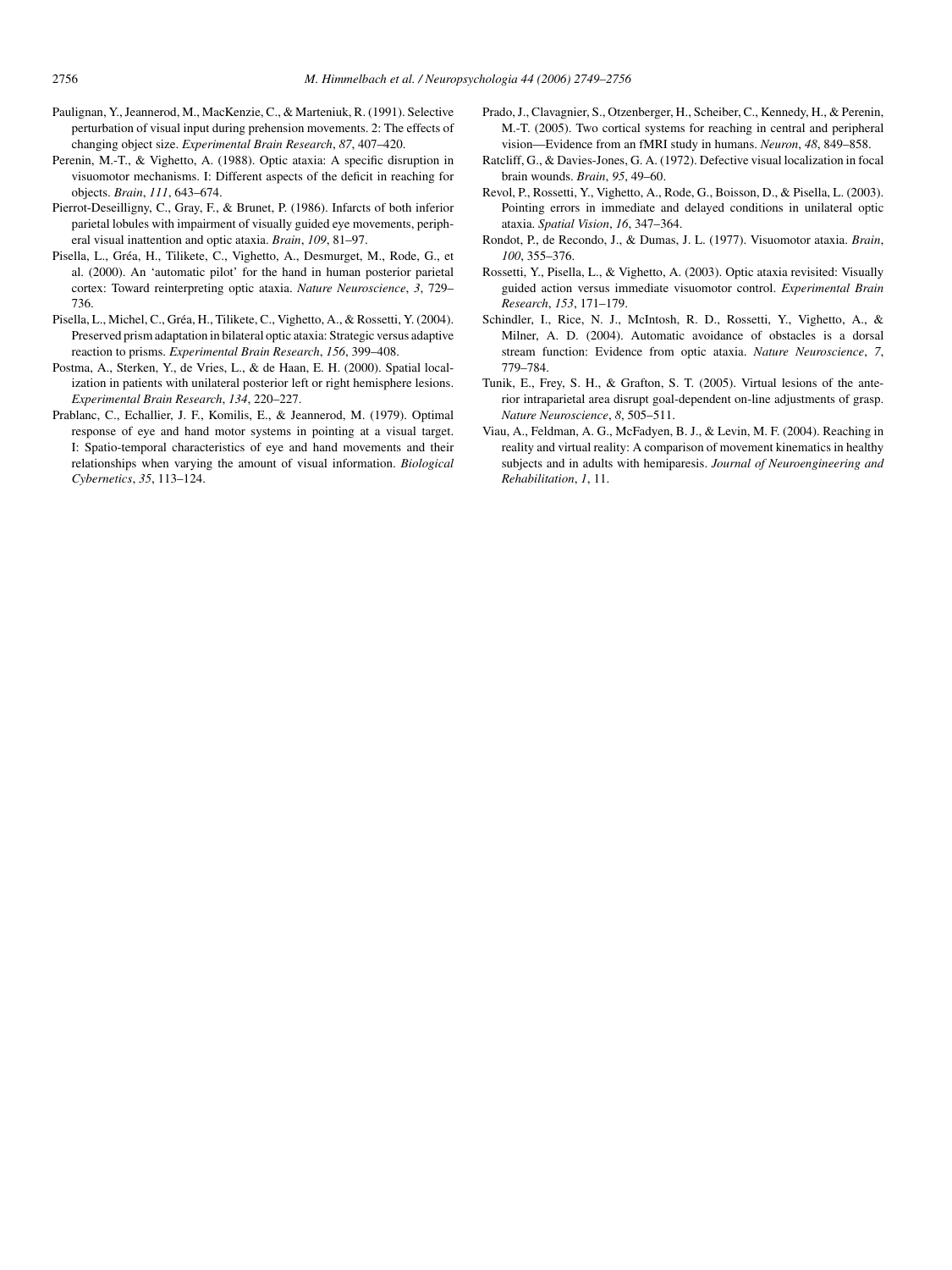Paulignan, Y., Jeannerod, M., MacKenzie, C., & Marteniuk, R. (1991). Selective perturbation of visual input during prehension movements. 2: The effects of changing object size. *Experimental Brain Research*, *87*, 407–420.

Perenin, M.-T., & Vighetto, A. (1988). Optic ataxia: A specific disruption in visuomotor mechanisms. I: Different aspects of the deficit in reaching for objects. *Brain*, *111*, 643–674.

Pierrot-Deseilligny, C., Gray, F., & Brunet, P. (1986). Infarcts of both inferior parietal lobules with impairment of visually guided eye movements, peripheral visual inattention and optic ataxia. *Brain*, *109*, 81–97.

Pisella, L., Gréa, H., Tilikete, C., Vighetto, A., Desmurget, M., Rode, G., et al. (2000). An 'automatic pilot' for the hand in human posterior parietal cortex: Toward reinterpreting optic ataxia. *Nature Neuroscience*, *3*, 729–736.

Pisella, L., Michel, C., Gréa, H., Tilikete, C., Vighetto, A., & Rossetti, Y. (2004). Preserved prism adaptation in bilateral optic ataxia: Strategic versus adaptive reaction to prisms. *Experimental Brain Research*, *156*, 399–408.

Postma, A., Sterken, Y., de Vries, L., & de Haan, E. H. (2000). Spatial localization in patients with unilateral posterior left or right hemisphere lesions. *Experimental Brain Research*, *134*, 220–227.

Prablanc, C., Echallier, J. F., Komilis, E., & Jeannerod, M. (1979). Optimal response of eye and hand motor systems in pointing at a visual target. I: Spatio-temporal characteristics of eye and hand movements and their relationships when varying the amount of visual information. *Biological Cybernetics*, *35*, 113–124.

Prado, J., Clavagnier, S., Otzenberger, H., Scheiber, C., Kennedy, H., & Perenin, M.-T. (2005). Two cortical systems for reaching in central and peripheral vision—Evidence from an fMRI study in humans. *Neuron*, *48*, 849–858.

Ratcliff, G., & Davies-Jones, G. A. (1972). Defective visual localization in focal brain wounds. *Brain*, *95*, 49–60.

Revol, P., Rossetti, Y., Vighetto, A., Rode, G., Boisson, D., & Pisella, L. (2003). Pointing errors in immediate and delayed conditions in unilateral optic ataxia. *Spatial Vision*, *16*, 347–364.

Rondot, P., de Recondo, J., & Dumas, J. L. (1977). Visuomotor ataxia. *Brain*, *100*, 355–376.

Rossetti, Y., Pisella, L., & Vighetto, A. (2003). Optic ataxia revisited: Visually guided action versus immediate visuomotor control. *Experimental Brain Research*, *153*, 171–179.

Schindler, I., Rice, N. J., McIntosh, R. D., Rossetti, Y., Vighetto, A., & Milner, A. D. (2004). Automatic avoidance of obstacles is a dorsal stream function: Evidence from optic ataxia. *Nature Neuroscience*, *7*, 779–784.

Tunik, E., Frey, S. H., & Grafton, S. T. (2005). Virtual lesions of the anterior intraparietal area disrupt goal-dependent on-line adjustments of grasp. *Nature Neuroscience*, *8*, 505–511.

Viau, A., Feldman, A. G., McFadyen, B. J., & Levin, M. F. (2004). Reaching in reality and virtual reality: A comparison of movement kinematics in healthy subjects and in adults with hemiparesis. *Journal of Neuroengineering and Rehabilitation*, *1*, 11.